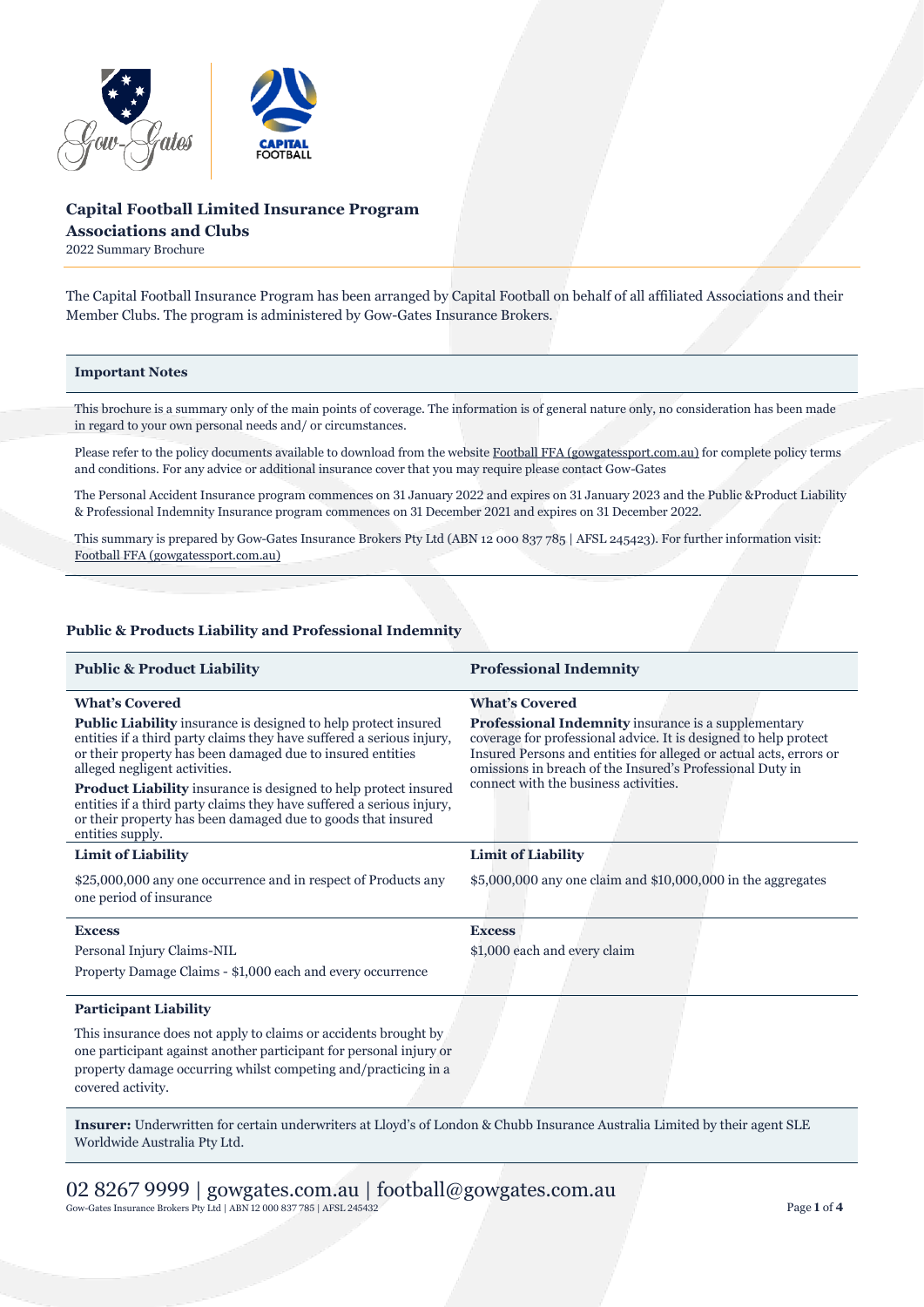**Capital Football Limited Insurance Program**
**Associations and Clubs**
2022 Summary Brochure

The Capital Football Insurance Program has been arranged by Capital Football on behalf of all affiliated Associations and their Member Clubs. The program is administered by Gow-Gates Insurance Brokers.

### Important Notes

This brochure is a summary only of the main points of coverage. The information is of general nature only, no consideration has been made in regard to your own personal needs and/ or circumstances.

Please refer to the policy documents available to download from the website Football FFA (gowgatessport.com.au) for complete policy terms and conditions. For any advice or additional insurance cover that you may require please contact Gow-Gates

The Personal Accident Insurance program commences on 31 January 2022 and expires on 31 January 2023 and the Public &Product Liability & Professional Indemnity Insurance program commences on 31 December 2021 and expires on 31 December 2022.

This summary is prepared by Gow-Gates Insurance Brokers Pty Ltd (ABN 12 000 837 785 | AFSL 245423). For further information visit: Football FFA (gowgatessport.com.au)

## Public & Products Liability and Professional Indemnity

| Public & Product Liability | Professional Indemnity |
|---|---|
| **What's Covered**<br>**Public Liability** insurance is designed to help protect insured entities if a third party claims they have suffered a serious injury, or their property has been damaged due to insured entities alleged negligent activities.<br>**Product Liability** insurance is designed to help protect insured entities if a third party claims they have suffered a serious injury, or their property has been damaged due to goods that insured entities supply. | **What's Covered**<br>**Professional Indemnity** insurance is a supplementary coverage for professional advice. It is designed to help protect Insured Persons and entities for alleged or actual acts, errors or omissions in breach of the Insured's Professional Duty in connect with the business activities. |
| **Limit of Liability**<br>$25,000,000 any one occurrence and in respect of Products any one period of insurance | **Limit of Liability**<br>$5,000,000 any one claim and $10,000,000 in the aggregates |
| **Excess**<br>Personal Injury Claims-NIL<br>Property Damage Claims - $1,000 each and every occurrence | **Excess**<br>$1,000 each and every claim |
| **Participant Liability**<br>This insurance does not apply to claims or accidents brought by one participant against another participant for personal injury or property damage occurring whilst competing and/practicing in a covered activity. | |

**Insurer:** Underwritten for certain underwriters at Lloyd's of London & Chubb Insurance Australia Limited by their agent SLE Worldwide Australia Pty Ltd.

02 8267 9999 | gowgates.com.au | football@gowgates.com.au
Gow-Gates Insurance Brokers Pty Ltd | ABN 12 000 837 785 | AFSL 245432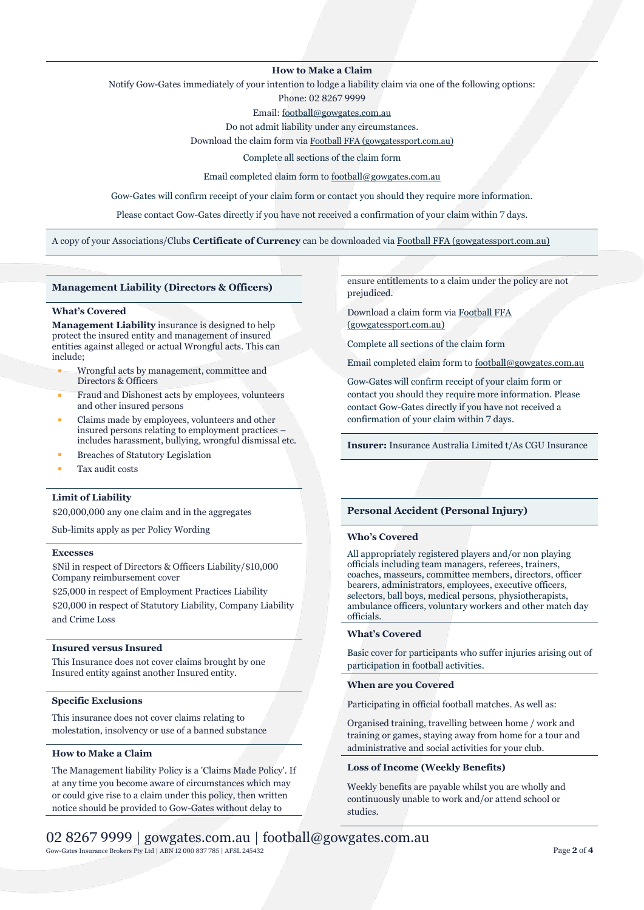## How to Make a Claim

Notify Gow-Gates immediately of your intention to lodge a liability claim via one of the following options:

Phone: 02 8267 9999

Email: football@gowgates.com.au

Do not admit liability under any circumstances.

Download the claim form via Football FFA (gowgatessport.com.au)

Complete all sections of the claim form

Email completed claim form to football@gowgates.com.au

Gow-Gates will confirm receipt of your claim form or contact you should they require more information.

Please contact Gow-Gates directly if you have not received a confirmation of your claim within 7 days.

A copy of your Associations/Clubs **Certificate of Currency** can be downloaded via Football FFA (gowgatessport.com.au)

## Management Liability (Directors & Officers)

### What's Covered

**Management Liability** insurance is designed to help protect the insured entity and management of insured entities against alleged or actual Wrongful acts. This can include;

- Wrongful acts by management, committee and Directors & Officers
- Fraud and Dishonest acts by employees, volunteers and other insured persons
- Claims made by employees, volunteers and other insured persons relating to employment practices – includes harassment, bullying, wrongful dismissal etc.
- Breaches of Statutory Legislation
- Tax audit costs

### Limit of Liability

$20,000,000 any one claim and in the aggregates

Sub-limits apply as per Policy Wording

### Excesses

$Nil in respect of Directors & Officers Liability/$10,000 Company reimbursement cover

$25,000 in respect of Employment Practices Liability

$20,000 in respect of Statutory Liability, Company Liability and Crime Loss

### Insured versus Insured

This Insurance does not cover claims brought by one Insured entity against another Insured entity.

### Specific Exclusions

This insurance does not cover claims relating to molestation, insolvency or use of a banned substance

### How to Make a Claim

The Management liability Policy is a 'Claims Made Policy'. If at any time you become aware of circumstances which may or could give rise to a claim under this policy, then written notice should be provided to Gow-Gates without delay to ensure entitlements to a claim under the policy are not prejudiced.

Download a claim form via Football FFA (gowgatessport.com.au)

Complete all sections of the claim form

Email completed claim form to football@gowgates.com.au

Gow-Gates will confirm receipt of your claim form or contact you should they require more information. Please contact Gow-Gates directly if you have not received a confirmation of your claim within 7 days.

**Insurer:** Insurance Australia Limited t/As CGU Insurance

## Personal Accident (Personal Injury)

### Who's Covered

All appropriately registered players and/or non playing officials including team managers, referees, trainers, coaches, masseurs, committee members, directors, officer bearers, administrators, employees, executive officers, selectors, ball boys, medical persons, physiotherapists, ambulance officers, voluntary workers and other match day officials.

### What's Covered

Basic cover for participants who suffer injuries arising out of participation in football activities.

### When are you Covered

Participating in official football matches. As well as:

Organised training, travelling between home / work and training or games, staying away from home for a tour and administrative and social activities for your club.

### Loss of Income (Weekly Benefits)

Weekly benefits are payable whilst you are wholly and continuously unable to work and/or attend school or studies.

02 8267 9999 | gowgates.com.au | football@gowgates.com.au

Gow-Gates Insurance Brokers Pty Ltd | ABN 12 000 837 785 | AFSL 245432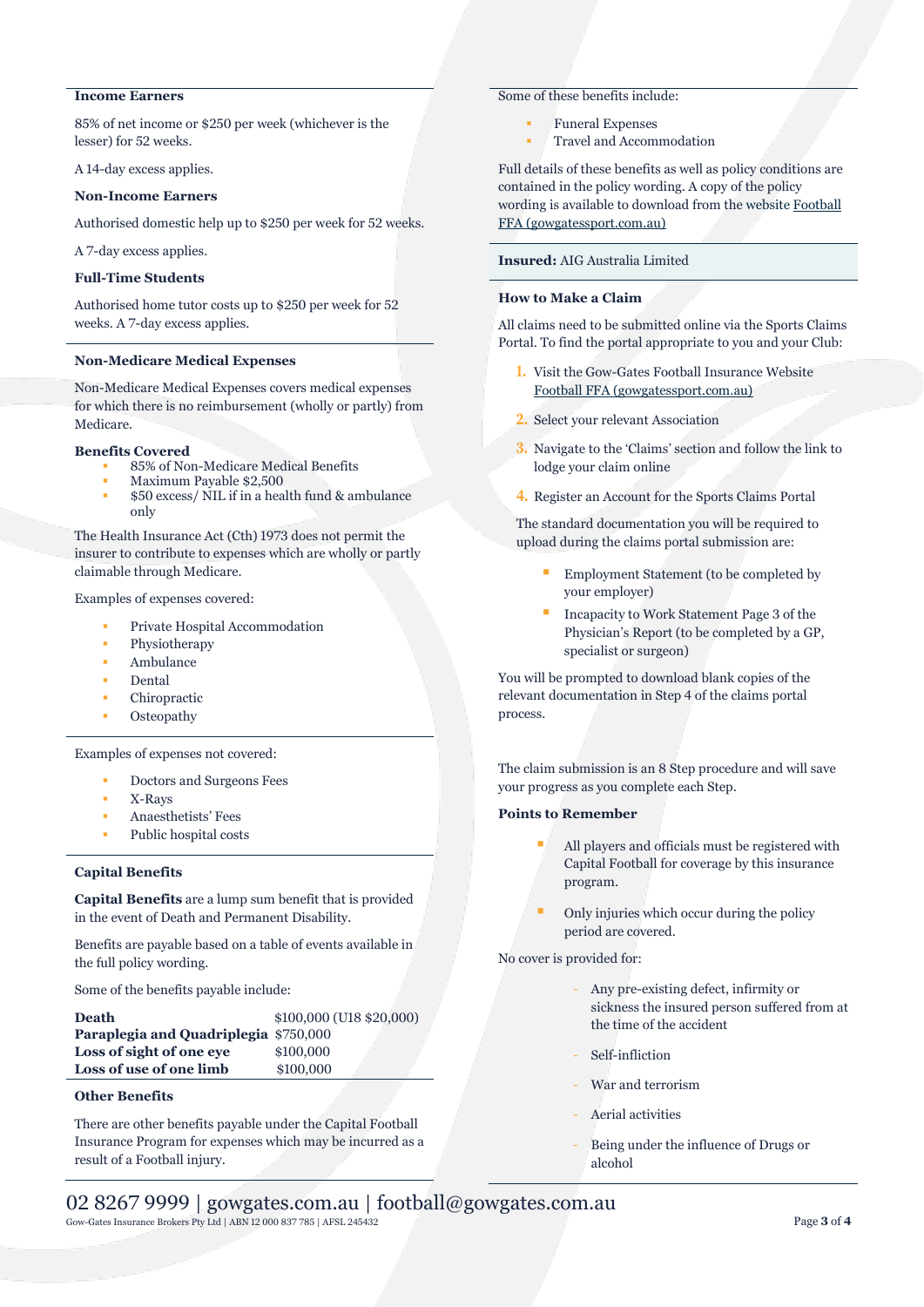### Income Earners

85% of net income or $250 per week (whichever is the lesser) for 52 weeks.

A 14-day excess applies.

### Non-Income Earners

Authorised domestic help up to $250 per week for 52 weeks.

A 7-day excess applies.

### Full-Time Students

Authorised home tutor costs up to $250 per week for 52 weeks. A 7-day excess applies.

### Non-Medicare Medical Expenses

Non-Medicare Medical Expenses covers medical expenses for which there is no reimbursement (wholly or partly) from Medicare.

**Benefits Covered**

- 85% of Non-Medicare Medical Benefits
- Maximum Payable $2,500
- $50 excess/ NIL if in a health fund & ambulance only

The Health Insurance Act (Cth) 1973 does not permit the insurer to contribute to expenses which are wholly or partly claimable through Medicare.

Examples of expenses covered:

- Private Hospital Accommodation
- Physiotherapy
- Ambulance
- Dental
- Chiropractic
- Osteopathy

Examples of expenses not covered:

- Doctors and Surgeons Fees
- X-Rays
- Anaesthetists' Fees
- Public hospital costs

### Capital Benefits

**Capital Benefits** are a lump sum benefit that is provided in the event of Death and Permanent Disability.

Benefits are payable based on a table of events available in the full policy wording.

Some of the benefits payable include:

| | |
|---|---|
| **Death** | $100,000 (U18 $20,000) |
| **Paraplegia and Quadriplegia** | $750,000 |
| **Loss of sight of one eye** | $100,000 |
| **Loss of use of one limb** | $100,000 |

### Other Benefits

There are other benefits payable under the Capital Football Insurance Program for expenses which may be incurred as a result of a Football injury.

Some of these benefits include:

- Funeral Expenses
- Travel and Accommodation

Full details of these benefits as well as policy conditions are contained in the policy wording. A copy of the policy wording is available to download from the website Football FFA (gowgatessport.com.au)

**Insured:** AIG Australia Limited

### How to Make a Claim

All claims need to be submitted online via the Sports Claims Portal. To find the portal appropriate to you and your Club:

1. Visit the Gow-Gates Football Insurance Website Football FFA (gowgatessport.com.au)
2. Select your relevant Association
3. Navigate to the 'Claims' section and follow the link to lodge your claim online
4. Register an Account for the Sports Claims Portal

The standard documentation you will be required to upload during the claims portal submission are:

- Employment Statement (to be completed by your employer)
- Incapacity to Work Statement Page 3 of the Physician's Report (to be completed by a GP, specialist or surgeon)

You will be prompted to download blank copies of the relevant documentation in Step 4 of the claims portal process.

The claim submission is an 8 Step procedure and will save your progress as you complete each Step.

### Points to Remember

- All players and officials must be registered with Capital Football for coverage by this insurance program.
- Only injuries which occur during the policy period are covered.

No cover is provided for:

- Any pre-existing defect, infirmity or sickness the insured person suffered from at the time of the accident
- Self-infliction
- War and terrorism
- Aerial activities
- Being under the influence of Drugs or alcohol

02 8267 9999 | gowgates.com.au | football@gowgates.com.au

Gow-Gates Insurance Brokers Pty Ltd | ABN 12 000 837 785 | AFSL 245432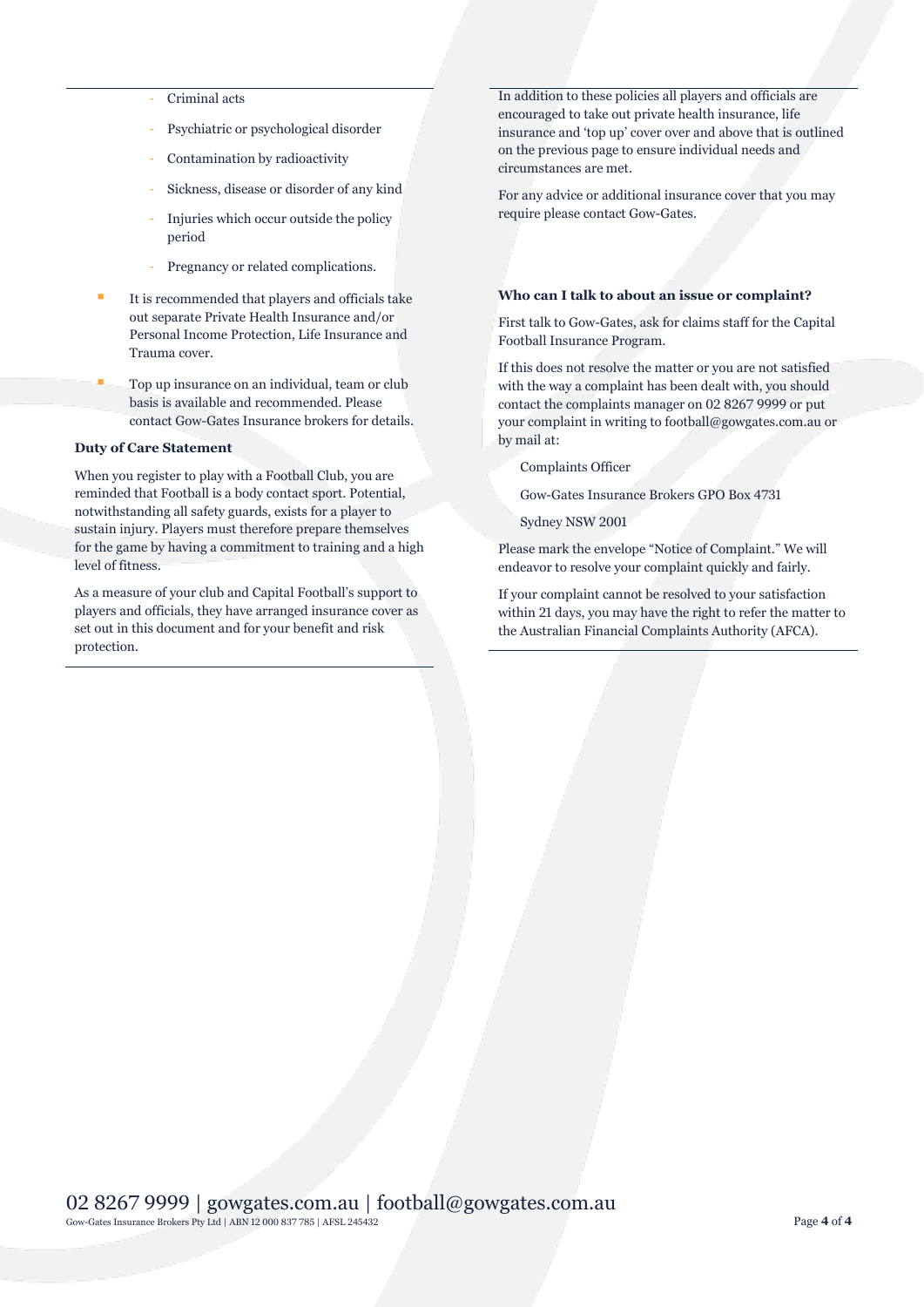- Criminal acts
- Psychiatric or psychological disorder
- Contamination by radioactivity
- Sickness, disease or disorder of any kind
- Injuries which occur outside the policy period
- Pregnancy or related complications.

- It is recommended that players and officials take out separate Private Health Insurance and/or Personal Income Protection, Life Insurance and Trauma cover.
- Top up insurance on an individual, team or club basis is available and recommended. Please contact Gow-Gates Insurance brokers for details.

**Duty of Care Statement**

When you register to play with a Football Club, you are reminded that Football is a body contact sport. Potential, notwithstanding all safety guards, exists for a player to sustain injury. Players must therefore prepare themselves for the game by having a commitment to training and a high level of fitness.

As a measure of your club and Capital Football's support to players and officials, they have arranged insurance cover as set out in this document and for your benefit and risk protection.

In addition to these policies all players and officials are encouraged to take out private health insurance, life insurance and 'top up' cover over and above that is outlined on the previous page to ensure individual needs and circumstances are met.

For any advice or additional insurance cover that you may require please contact Gow-Gates.

**Who can I talk to about an issue or complaint?**

First talk to Gow-Gates, ask for claims staff for the Capital Football Insurance Program.

If this does not resolve the matter or you are not satisfied with the way a complaint has been dealt with, you should contact the complaints manager on 02 8267 9999 or put your complaint in writing to football@gowgates.com.au or by mail at:

Complaints Officer

Gow-Gates Insurance Brokers GPO Box 4731

Sydney NSW 2001

Please mark the envelope "Notice of Complaint." We will endeavor to resolve your complaint quickly and fairly.

If your complaint cannot be resolved to your satisfaction within 21 days, you may have the right to refer the matter to the Australian Financial Complaints Authority (AFCA).